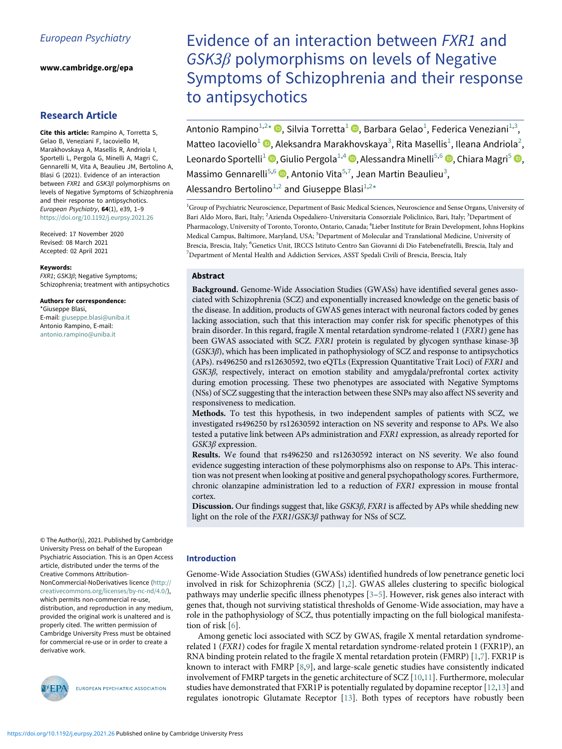European Psychiatry

www.cambridge.org/epa

**Research Article**

**Cite this article:** Rampino A, Torretta S, Gelao B, Veneziani F, Iacoviello M, Marakhovskaya A, Masellis R, Andriola I, Sportelli L, Pergola G, Minelli A, Magri C, Gennarelli M, Vita A, Beaulieu JM, Bertolino A, Blasi G (2021). Evidence of an interaction between *FXR1* and *GSK3β* polymorphisms on levels of Negative Symptoms of Schizophrenia and their response to antipsychotics. *European Psychiatry*, **64**(1), e39, 1–9 https://doi.org/10.1192/j.eurpsy.2021.26

Received: 17 November 2020
Revised: 08 March 2021
Accepted: 02 April 2021

**Keywords:**
*FXR1*; *GSK3β*; Negative Symptoms; Schizophrenia; treatment with antipsychotics

**Authors for correspondence:**
*Giuseppe Blasi,
E-mail: giuseppe.blasi@uniba.it
Antonio Rampino, E-mail: antonio.rampino@uniba.it

© The Author(s), 2021. Published by Cambridge University Press on behalf of the European Psychiatric Association. This is an Open Access article, distributed under the terms of the Creative Commons Attribution-NonCommercial-NoDerivatives licence (http://creativecommons.org/licenses/by-nc-nd/4.0/), which permits non-commercial re-use, distribution, and reproduction in any medium, provided the original work is unaltered and is properly cited. The written permission of Cambridge University Press must be obtained for commercial re-use or in order to create a derivative work.

# Evidence of an interaction between *FXR1* and *GSK3β* polymorphisms on levels of Negative Symptoms of Schizophrenia and their response to antipsychotics

Antonio Rampino[1,2*], Silvia Torretta[1], Barbara Gelao[1], Federica Veneziani[1,3], Matteo Iacoviello[1], Aleksandra Marakhovskaya[3], Rita Masellis[1], Ileana Andriola[2], Leonardo Sportelli[1], Giulio Pergola[1,4], Alessandra Minelli[5,6], Chiara Magri[5], Massimo Gennarelli[5,6], Antonio Vita[5,7], Jean Martin Beaulieu[3], Alessandro Bertolino[1,2] and Giuseppe Blasi[1,2*]

[1]Group of Psychiatric Neuroscience, Department of Basic Medical Sciences, Neuroscience and Sense Organs, University of Bari Aldo Moro, Bari, Italy; [2]Azienda Ospedaliero-Universitaria Consorziale Policlinico, Bari, Italy; [3]Department of Pharmacology, University of Toronto, Toronto, Ontario, Canada; [4]Lieber Institute for Brain Development, Johns Hopkins Medical Campus, Baltimore, Maryland, USA; [5]Department of Molecular and Translational Medicine, University of Brescia, Brescia, Italy; [6]Genetics Unit, IRCCS Istituto Centro San Giovanni di Dio Fatebenefratelli, Brescia, Italy and [7]Department of Mental Health and Addiction Services, ASST Spedali Civili of Brescia, Brescia, Italy

## Abstract

**Background.** Genome-Wide Association Studies (GWASs) have identified several genes associated with Schizophrenia (SCZ) and exponentially increased knowledge on the genetic basis of the disease. In addition, products of GWAS genes interact with neuronal factors coded by genes lacking association, such that this interaction may confer risk for specific phenotypes of this brain disorder. In this regard, fragile X mental retardation syndrome-related 1 (*FXR1*) gene has been GWAS associated with SCZ. *FXR1* protein is regulated by glycogen synthase kinase-3β (*GSK3β*), which has been implicated in pathophysiology of SCZ and response to antipsychotics (APs). rs496250 and rs12630592, two eQTLs (Expression Quantitative Trait Loci) of *FXR1* and *GSK3β*, respectively, interact on emotion stability and amygdala/prefrontal cortex activity during emotion processing. These two phenotypes are associated with Negative Symptoms (NSs) of SCZ suggesting that the interaction between these SNPs may also affect NS severity and responsiveness to medication.

**Methods.** To test this hypothesis, in two independent samples of patients with SCZ, we investigated rs496250 by rs12630592 interaction on NS severity and response to APs. We also tested a putative link between APs administration and *FXR1* expression, as already reported for *GSK3β* expression.

**Results.** We found that rs496250 and rs12630592 interact on NS severity. We also found evidence suggesting interaction of these polymorphisms also on response to APs. This interaction was not present when looking at positive and general psychopathology scores. Furthermore, chronic olanzapine administration led to a reduction of *FXR1* expression in mouse frontal cortex.

**Discussion.** Our findings suggest that, like *GSK3β*, *FXR1* is affected by APs while shedding new light on the role of the *FXR1*/*GSK3β* pathway for NSs of SCZ.

## Introduction

Genome-Wide Association Studies (GWASs) identified hundreds of low penetrance genetic loci involved in risk for Schizophrenia (SCZ) [1,2]. GWAS alleles clustering to specific biological pathways may underlie specific illness phenotypes [3–5]. However, risk genes also interact with genes that, though not surviving statistical thresholds of Genome-Wide association, may have a role in the pathophysiology of SCZ, thus potentially impacting on the full biological manifestation of risk [6].

Among genetic loci associated with SCZ by GWAS, fragile X mental retardation syndrome-related 1 (*FXR1*) codes for fragile X mental retardation syndrome-related protein 1 (FXR1P), an RNA binding protein related to the fragile X mental retardation protein (FMRP) [1,7]. FXR1P is known to interact with FMRP [8,9], and large-scale genetic studies have consistently indicated involvement of FMRP targets in the genetic architecture of SCZ [10,11]. Furthermore, molecular studies have demonstrated that FXR1P is potentially regulated by dopamine receptor [12,13] and regulates ionotropic Glutamate Receptor [13]. Both types of receptors have robustly been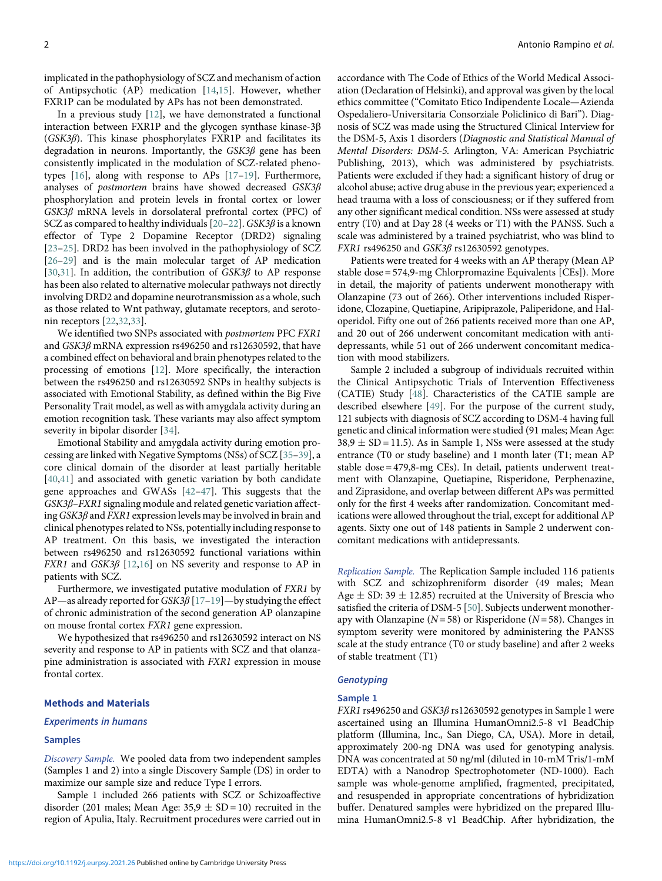implicated in the pathophysiology of SCZ and mechanism of action of Antipsychotic (AP) medication [14,15]. However, whether FXR1P can be modulated by APs has not been demonstrated.

In a previous study [12], we have demonstrated a functional interaction between FXR1P and the glycogen synthase kinase-3β (*GSK3β*). This kinase phosphorylates FXR1P and facilitates its degradation in neurons. Importantly, the *GSK3β* gene has been consistently implicated in the modulation of SCZ-related phenotypes [16], along with response to APs [17–19]. Furthermore, analyses of *postmortem* brains have showed decreased *GSK3β* phosphorylation and protein levels in frontal cortex or lower *GSK3β* mRNA levels in dorsolateral prefrontal cortex (PFC) of SCZ as compared to healthy individuals [20–22]. *GSK3β* is a known effector of Type 2 Dopamine Receptor (DRD2) signaling [23–25]. DRD2 has been involved in the pathophysiology of SCZ [26–29] and is the main molecular target of AP medication [30,31]. In addition, the contribution of *GSK3β* to AP response has been also related to alternative molecular pathways not directly involving DRD2 and dopamine neurotransmission as a whole, such as those related to Wnt pathway, glutamate receptors, and serotonin receptors [22,32,33].

We identified two SNPs associated with *postmortem* PFC *FXR1* and *GSK3β* mRNA expression rs496250 and rs12630592, that have a combined effect on behavioral and brain phenotypes related to the processing of emotions [12]. More specifically, the interaction between the rs496250 and rs12630592 SNPs in healthy subjects is associated with Emotional Stability, as defined within the Big Five Personality Trait model, as well as with amygdala activity during an emotion recognition task. These variants may also affect symptom severity in bipolar disorder [34].

Emotional Stability and amygdala activity during emotion processing are linked with Negative Symptoms (NSs) of SCZ [35–39], a core clinical domain of the disorder at least partially heritable [40,41] and associated with genetic variation by both candidate gene approaches and GWASs [42–47]. This suggests that the *GSK3β–FXR1* signaling module and related genetic variation affecting *GSK3β* and *FXR1* expression levels may be involved in brain and clinical phenotypes related to NSs, potentially including response to AP treatment. On this basis, we investigated the interaction between rs496250 and rs12630592 functional variations within *FXR1* and *GSK3β* [12,16] on NS severity and response to AP in patients with SCZ.

Furthermore, we investigated putative modulation of *FXR1* by AP—as already reported for *GSK3β* [17–19]—by studying the effect of chronic administration of the second generation AP olanzapine on mouse frontal cortex *FXR1* gene expression.

We hypothesized that rs496250 and rs12630592 interact on NS severity and response to AP in patients with SCZ and that olanzapine administration is associated with *FXR1* expression in mouse frontal cortex.

## Methods and Materials

### Experiments in humans

#### Samples

*Discovery Sample.* We pooled data from two independent samples (Samples 1 and 2) into a single Discovery Sample (DS) in order to maximize our sample size and reduce Type I errors.

Sample 1 included 266 patients with SCZ or Schizoaffective disorder (201 males; Mean Age: 35,9 ± SD = 10) recruited in the region of Apulia, Italy. Recruitment procedures were carried out in accordance with The Code of Ethics of the World Medical Association (Declaration of Helsinki), and approval was given by the local ethics committee ("Comitato Etico Indipendente Locale—Azienda Ospedaliero-Universitaria Consorziale Policlinico di Bari"). Diagnosis of SCZ was made using the Structured Clinical Interview for the DSM-5, Axis 1 disorders (*Diagnostic and Statistical Manual of Mental Disorders: DSM-5.* Arlington, VA: American Psychiatric Publishing, 2013), which was administered by psychiatrists. Patients were excluded if they had: a significant history of drug or alcohol abuse; active drug abuse in the previous year; experienced a head trauma with a loss of consciousness; or if they suffered from any other significant medical condition. NSs were assessed at study entry (T0) and at Day 28 (4 weeks or T1) with the PANSS. Such a scale was administered by a trained psychiatrist, who was blind to *FXR1* rs496250 and *GSK3β* rs12630592 genotypes.

Patients were treated for 4 weeks with an AP therapy (Mean AP stable dose = 574,9-mg Chlorpromazine Equivalents [CEs]). More in detail, the majority of patients underwent monotherapy with Olanzapine (73 out of 266). Other interventions included Risperidone, Clozapine, Quetiapine, Aripiprazole, Paliperidone, and Haloperidol. Fifty one out of 266 patients received more than one AP, and 20 out of 266 underwent concomitant medication with antidepressants, while 51 out of 266 underwent concomitant medication with mood stabilizers.

Sample 2 included a subgroup of individuals recruited within the Clinical Antipsychotic Trials of Intervention Effectiveness (CATIE) Study [48]. Characteristics of the CATIE sample are described elsewhere [49]. For the purpose of the current study, 121 subjects with diagnosis of SCZ according to DSM-4 having full genetic and clinical information were studied (91 males; Mean Age: 38,9 ± SD = 11.5). As in Sample 1, NSs were assessed at the study entrance (T0 or study baseline) and 1 month later (T1; mean AP stable dose = 479,8-mg CEs). In detail, patients underwent treatment with Olanzapine, Quetiapine, Risperidone, Perphenazine, and Ziprasidone, and overlap between different APs was permitted only for the first 4 weeks after randomization. Concomitant medications were allowed throughout the trial, except for additional AP agents. Sixty one out of 148 patients in Sample 2 underwent concomitant medications with antidepressants.

*Replication Sample.* The Replication Sample included 116 patients with SCZ and schizophreniform disorder (49 males; Mean Age ± SD: 39 ± 12.85) recruited at the University of Brescia who satisfied the criteria of DSM-5 [50]. Subjects underwent monotherapy with Olanzapine (N = 58) or Risperidone (N = 58). Changes in symptom severity were monitored by administering the PANSS scale at the study entrance (T0 or study baseline) and after 2 weeks of stable treatment (T1)

### Genotyping

#### Sample 1

*FXR1* rs496250 and *GSK3β* rs12630592 genotypes in Sample 1 were ascertained using an Illumina HumanOmni2.5-8 v1 BeadChip platform (Illumina, Inc., San Diego, CA, USA). More in detail, approximately 200-ng DNA was used for genotyping analysis. DNA was concentrated at 50 ng/ml (diluted in 10-mM Tris/1-mM EDTA) with a Nanodrop Spectrophotometer (ND-1000). Each sample was whole-genome amplified, fragmented, precipitated, and resuspended in appropriate concentrations of hybridization buffer. Denatured samples were hybridized on the prepared Illumina HumanOmni2.5-8 v1 BeadChip. After hybridization, the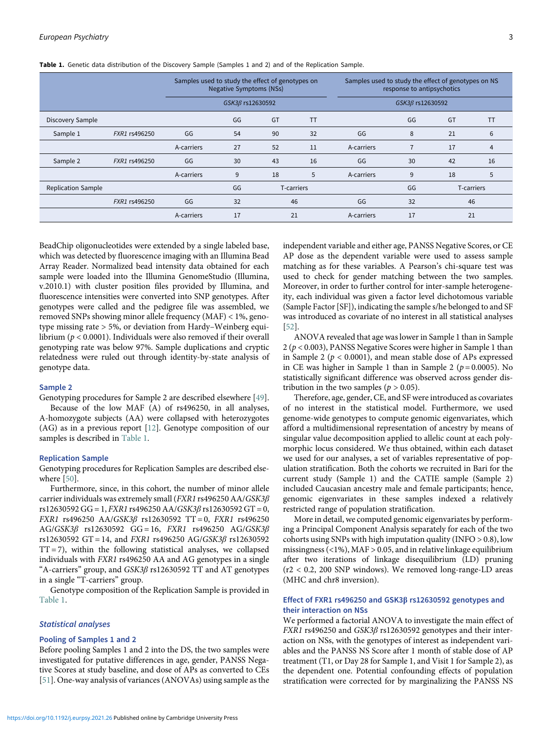**Table 1.** Genetic data distribution of the Discovery Sample (Samples 1 and 2) and of the Replication Sample.

| | | Samples used to study the effect of genotypes on Negative Symptoms (NSs) | | | | Samples used to study the effect of genotypes on NS response to antipsychotics | | | |
|---|---|---|---|---|---|---|---|---|---|
| | | | *GSK3β* rs12630592 | | | | *GSK3β* rs12630592 | | |
| Discovery Sample | | | GG | GT | TT | | GG | GT | TT |
| Sample 1 | *FXR1* rs496250 | GG | 54 | 90 | 32 | GG | 8 | 21 | 6 |
| | | A-carriers | 27 | 52 | 11 | A-carriers | 7 | 17 | 4 |
| Sample 2 | *FXR1* rs496250 | GG | 30 | 43 | 16 | GG | 30 | 42 | 16 |
| | | A-carriers | 9 | 18 | 5 | A-carriers | 9 | 18 | 5 |
| Replication Sample | | | GG | T-carriers | | | GG | T-carriers | |
| | *FXR1* rs496250 | GG | 32 | 46 | | GG | 32 | 46 | |
| | | A-carriers | 17 | 21 | | A-carriers | 17 | 21 | |

BeadChip oligonucleotides were extended by a single labeled base, which was detected by fluorescence imaging with an Illumina Bead Array Reader. Normalized bead intensity data obtained for each sample were loaded into the Illumina GenomeStudio (Illumina, v.2010.1) with cluster position files provided by Illumina, and fluorescence intensities were converted into SNP genotypes. After genotypes were called and the pedigree file was assembled, we removed SNPs showing minor allele frequency (MAF) < 1%, genotype missing rate > 5%, or deviation from Hardy–Weinberg equilibrium ($p < 0.0001$). Individuals were also removed if their overall genotyping rate was below 97%. Sample duplications and cryptic relatedness were ruled out through identity-by-state analysis of genotype data.

### Sample 2

Genotyping procedures for Sample 2 are described elsewhere [49].

Because of the low MAF (A) of rs496250, in all analyses, A-homozygote subjects (AA) were collapsed with heterozygotes (AG) as in a previous report [12]. Genotype composition of our samples is described in Table 1.

### Replication Sample

Genotyping procedures for Replication Samples are described elsewhere [50].

Furthermore, since, in this cohort, the number of minor allele carrier individuals was extremely small (*FXR1* rs496250 AA/*GSK3β* rs12630592 GG = 1, *FXR1* rs496250 AA/*GSK3β* rs12630592 GT = 0, *FXR1* rs496250 AA/*GSK3β* rs12630592 TT = 0, *FXR1* rs496250 AG/*GSK3β* rs12630592 GG = 16, *FXR1* rs496250 AG/*GSK3β* rs12630592 GT = 14, and *FXR1* rs496250 AG/*GSK3β* rs12630592 TT = 7), within the following statistical analyses, we collapsed individuals with *FXR1* rs496250 AA and AG genotypes in a single "A-carriers" group, and *GSK3β* rs12630592 TT and AT genotypes in a single "T-carriers" group.

Genotype composition of the Replication Sample is provided in Table 1.

## Statistical analyses

### Pooling of Samples 1 and 2

Before pooling Samples 1 and 2 into the DS, the two samples were investigated for putative differences in age, gender, PANSS Negative Scores at study baseline, and dose of APs as converted to CEs [51]. One-way analysis of variances (ANOVAs) using sample as the independent variable and either age, PANSS Negative Scores, or CE AP dose as the dependent variable were used to assess sample matching as for these variables. A Pearson's chi-square test was used to check for gender matching between the two samples. Moreover, in order to further control for inter-sample heterogeneity, each individual was given a factor level dichotomous variable (Sample Factor [SF]), indicating the sample s/he belonged to and SF was introduced as covariate of no interest in all statistical analyses [52].

ANOVA revealed that age was lower in Sample 1 than in Sample 2 ($p < 0.003$), PANSS Negative Scores were higher in Sample 1 than in Sample 2 ($p < 0.0001$), and mean stable dose of APs expressed in CE was higher in Sample 1 than in Sample 2 ($p = 0.0005$). No statistically significant difference was observed across gender distribution in the two samples ($p > 0.05$).

Therefore, age, gender, CE, and SF were introduced as covariates of no interest in the statistical model. Furthermore, we used genome-wide genotypes to compute genomic eigenvariates, which afford a multidimensional representation of ancestry by means of singular value decomposition applied to allelic count at each polymorphic locus considered. We thus obtained, within each dataset we used for our analyses, a set of variables representative of population stratification. Both the cohorts we recruited in Bari for the current study (Sample 1) and the CATIE sample (Sample 2) included Caucasian ancestry male and female participants; hence, genomic eigenvariates in these samples indexed a relatively restricted range of population stratification.

More in detail, we computed genomic eigenvariates by performing a Principal Component Analysis separately for each of the two cohorts using SNPs with high imputation quality (INFO > 0.8), low missingness (<1%), MAF > 0.05, and in relative linkage equilibrium after two iterations of linkage disequilibrium (LD) pruning ($r2 < 0.2$, 200 SNP windows). We removed long-range-LD areas (MHC and chr8 inversion).

### Effect of FXR1 rs496250 and GSK3β rs12630592 genotypes and their interaction on NSs

We performed a factorial ANOVA to investigate the main effect of *FXR1* rs496250 and *GSK3β* rs12630592 genotypes and their interaction on NSs, with the genotypes of interest as independent variables and the PANSS NS Score after 1 month of stable dose of AP treatment (T1, or Day 28 for Sample 1, and Visit 1 for Sample 2), as the dependent one. Potential confounding effects of population stratification were corrected for by marginalizing the PANSS NS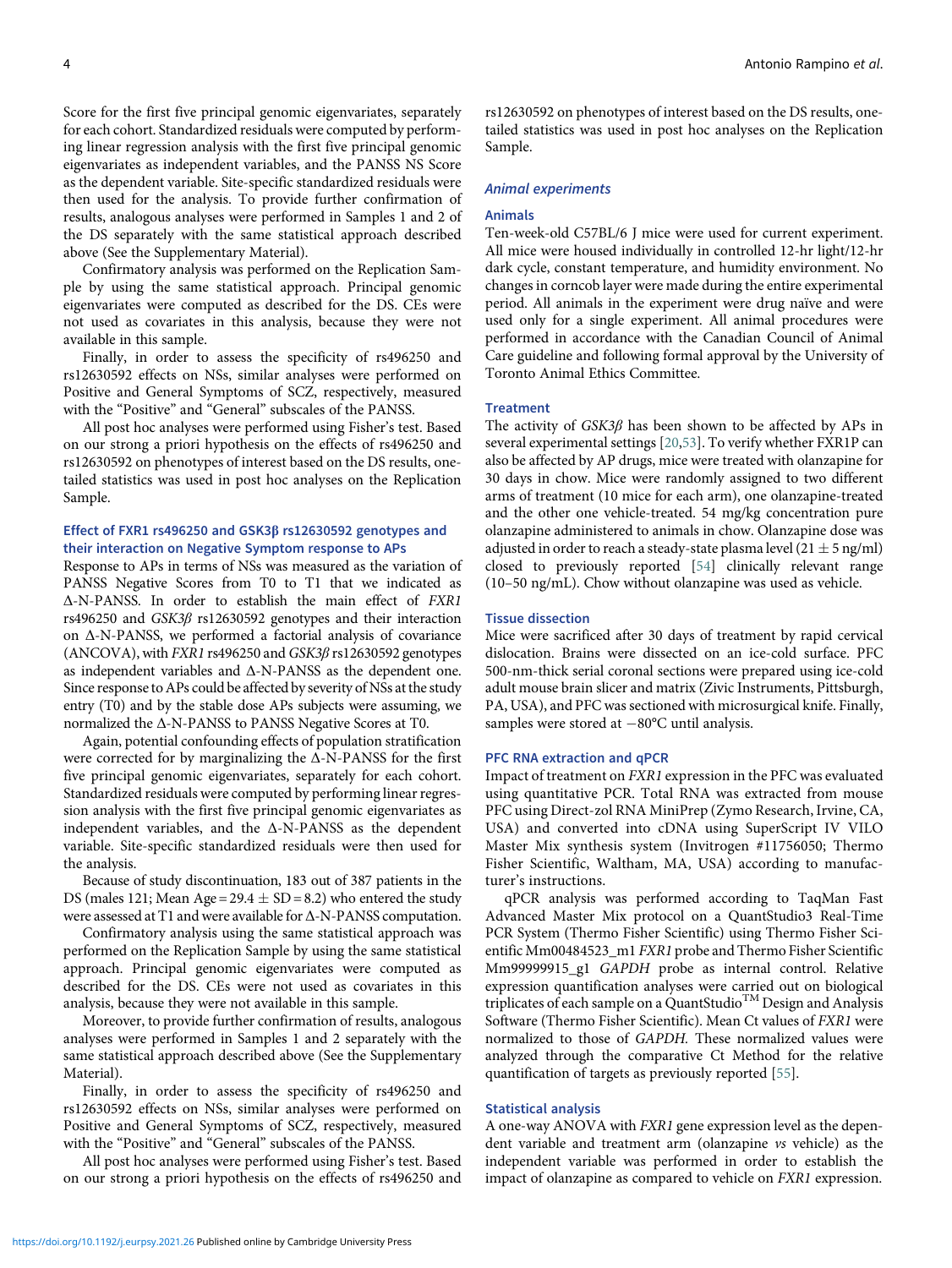Score for the first five principal genomic eigenvariates, separately for each cohort. Standardized residuals were computed by performing linear regression analysis with the first five principal genomic eigenvariates as independent variables, and the PANSS NS Score as the dependent variable. Site-specific standardized residuals were then used for the analysis. To provide further confirmation of results, analogous analyses were performed in Samples 1 and 2 of the DS separately with the same statistical approach described above (See the Supplementary Material).

Confirmatory analysis was performed on the Replication Sample by using the same statistical approach. Principal genomic eigenvariates were computed as described for the DS. CEs were not used as covariates in this analysis, because they were not available in this sample.

Finally, in order to assess the specificity of rs496250 and rs12630592 effects on NSs, similar analyses were performed on Positive and General Symptoms of SCZ, respectively, measured with the "Positive" and "General" subscales of the PANSS.

All post hoc analyses were performed using Fisher's test. Based on our strong a priori hypothesis on the effects of rs496250 and rs12630592 on phenotypes of interest based on the DS results, one-tailed statistics was used in post hoc analyses on the Replication Sample.

### Effect of FXR1 rs496250 and GSK3β rs12630592 genotypes and their interaction on Negative Symptom response to APs

Response to APs in terms of NSs was measured as the variation of PANSS Negative Scores from T0 to T1 that we indicated as Δ-N-PANSS. In order to establish the main effect of *FXR1* rs496250 and *GSK3β* rs12630592 genotypes and their interaction on Δ-N-PANSS, we performed a factorial analysis of covariance (ANCOVA), with *FXR1* rs496250 and *GSK3β* rs12630592 genotypes as independent variables and Δ-N-PANSS as the dependent one. Since response to APs could be affected by severity of NSs at the study entry (T0) and by the stable dose APs subjects were assuming, we normalized the Δ-N-PANSS to PANSS Negative Scores at T0.

Again, potential confounding effects of population stratification were corrected for by marginalizing the Δ-N-PANSS for the first five principal genomic eigenvariates, separately for each cohort. Standardized residuals were computed by performing linear regression analysis with the first five principal genomic eigenvariates as independent variables, and the Δ-N-PANSS as the dependent variable. Site-specific standardized residuals were then used for the analysis.

Because of study discontinuation, 183 out of 387 patients in the DS (males 121; Mean Age = 29.4 ± SD = 8.2) who entered the study were assessed at T1 and were available for Δ-N-PANSS computation.

Confirmatory analysis using the same statistical approach was performed on the Replication Sample by using the same statistical approach. Principal genomic eigenvariates were computed as described for the DS. CEs were not used as covariates in this analysis, because they were not available in this sample.

Moreover, to provide further confirmation of results, analogous analyses were performed in Samples 1 and 2 separately with the same statistical approach described above (See the Supplementary Material).

Finally, in order to assess the specificity of rs496250 and rs12630592 effects on NSs, similar analyses were performed on Positive and General Symptoms of SCZ, respectively, measured with the "Positive" and "General" subscales of the PANSS.

All post hoc analyses were performed using Fisher's test. Based on our strong a priori hypothesis on the effects of rs496250 and rs12630592 on phenotypes of interest based on the DS results, one-tailed statistics was used in post hoc analyses on the Replication Sample.

## Animal experiments

### Animals

Ten-week-old C57BL/6 J mice were used for current experiment. All mice were housed individually in controlled 12-hr light/12-hr dark cycle, constant temperature, and humidity environment. No changes in corncob layer were made during the entire experimental period. All animals in the experiment were drug naïve and were used only for a single experiment. All animal procedures were performed in accordance with the Canadian Council of Animal Care guideline and following formal approval by the University of Toronto Animal Ethics Committee.

### Treatment

The activity of *GSK3β* has been shown to be affected by APs in several experimental settings [20,53]. To verify whether FXR1P can also be affected by AP drugs, mice were treated with olanzapine for 30 days in chow. Mice were randomly assigned to two different arms of treatment (10 mice for each arm), one olanzapine-treated and the other one vehicle-treated. 54 mg/kg concentration pure olanzapine administered to animals in chow. Olanzapine dose was adjusted in order to reach a steady-state plasma level (21 ± 5 ng/ml) closed to previously reported [54] clinically relevant range (10–50 ng/mL). Chow without olanzapine was used as vehicle.

### Tissue dissection

Mice were sacrificed after 30 days of treatment by rapid cervical dislocation. Brains were dissected on an ice-cold surface. PFC 500-nm-thick serial coronal sections were prepared using ice-cold adult mouse brain slicer and matrix (Zivic Instruments, Pittsburgh, PA, USA), and PFC was sectioned with microsurgical knife. Finally, samples were stored at −80°C until analysis.

### PFC RNA extraction and qPCR

Impact of treatment on *FXR1* expression in the PFC was evaluated using quantitative PCR. Total RNA was extracted from mouse PFC using Direct-zol RNA MiniPrep (Zymo Research, Irvine, CA, USA) and converted into cDNA using SuperScript IV VILO Master Mix synthesis system (Invitrogen #11756050; Thermo Fisher Scientific, Waltham, MA, USA) according to manufacturer's instructions.

qPCR analysis was performed according to TaqMan Fast Advanced Master Mix protocol on a QuantStudio3 Real-Time PCR System (Thermo Fisher Scientific) using Thermo Fisher Scientific Mm00484523_m1 *FXR1* probe and Thermo Fisher Scientific Mm99999915_g1 *GAPDH* probe as internal control. Relative expression quantification analyses were carried out on biological triplicates of each sample on a QuantStudio™ Design and Analysis Software (Thermo Fisher Scientific). Mean Ct values of *FXR1* were normalized to those of *GAPDH*. These normalized values were analyzed through the comparative Ct Method for the relative quantification of targets as previously reported [55].

### Statistical analysis

A one-way ANOVA with *FXR1* gene expression level as the dependent variable and treatment arm (olanzapine *vs* vehicle) as the independent variable was performed in order to establish the impact of olanzapine as compared to vehicle on *FXR1* expression.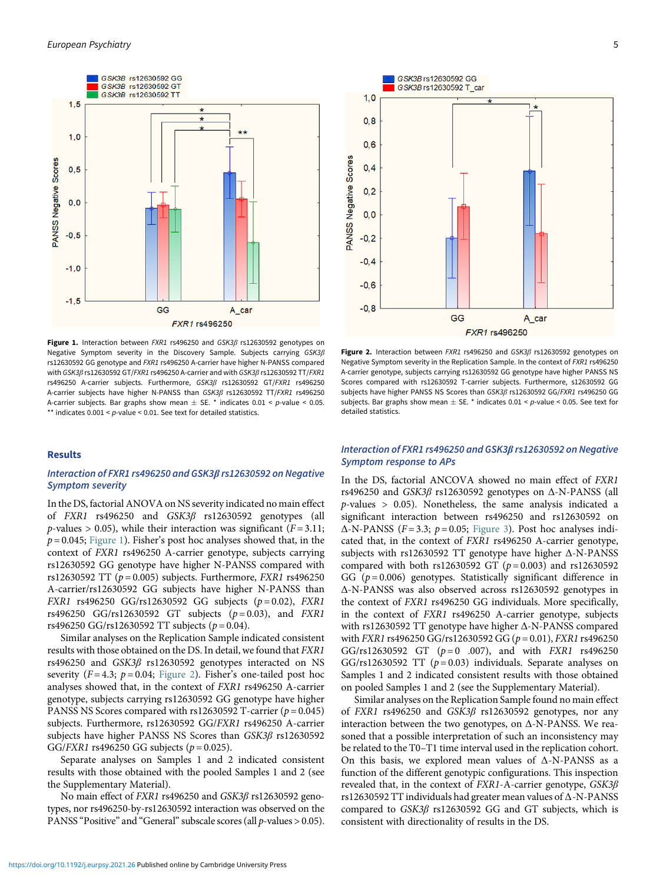**Figure 1.** Interaction between *FXR1* rs496250 and *GSK3β* rs12630592 genotypes on Negative Symptom severity in the Discovery Sample. Subjects carrying *GSK3β* rs12630592 GG genotype and *FXR1* rs496250 A-carrier have higher N-PANSS compared with *GSK3β* rs12630592 GT/*FXR1* rs496250 A-carrier and with *GSK3β* rs12630592 TT/*FXR1* rs496250 A-carrier subjects. Furthermore, *GSK3β* rs12630592 GT/*FXR1* rs496250 A-carrier subjects have higher N-PANSS than *GSK3β* rs12630592 TT/*FXR1* rs496250 A-carrier subjects. Bar graphs show mean ± SE. * indicates 0.01 < *p*-value < 0.05. ** indicates 0.001 < *p*-value < 0.01. See text for detailed statistics.

**Figure 2.** Interaction between *FXR1* rs496250 and *GSK3β* rs12630592 genotypes on Negative Symptom severity in the Replication Sample. In the context of *FXR1* rs496250 A-carrier genotype, subjects carrying rs12630592 GG genotype have higher PANSS NS Scores compared with rs12630592 T-carrier subjects. Furthermore, s12630592 GG subjects have higher PANSS NS Scores than *GSK3β* rs12630592 GG/*FXR1* rs496250 GG subjects. Bar graphs show mean ± SE. * indicates 0.01 < *p*-value < 0.05. See text for detailed statistics.

## Results

### Interaction of FXR1 rs496250 and GSK3β rs12630592 on Negative Symptom severity

In the DS, factorial ANOVA on NS severity indicated no main effect of *FXR1* rs496250 and *GSK3β* rs12630592 genotypes (all *p*-values > 0.05), while their interaction was significant ($F = 3.11$; $p = 0.045$; Figure 1). Fisher's post hoc analyses showed that, in the context of *FXR1* rs496250 A-carrier genotype, subjects carrying rs12630592 GG genotype have higher N-PANSS compared with rs12630592 TT ($p = 0.005$) subjects. Furthermore, *FXR1* rs496250 A-carrier/rs12630592 GG subjects have higher N-PANSS than *FXR1* rs496250 GG/rs12630592 GG subjects ($p = 0.02$), *FXR1* rs496250 GG/rs12630592 GT subjects ($p = 0.03$), and *FXR1* rs496250 GG/rs12630592 TT subjects ($p = 0.04$).

Similar analyses on the Replication Sample indicated consistent results with those obtained on the DS. In detail, we found that *FXR1* rs496250 and *GSK3β* rs12630592 genotypes interacted on NS severity ($F = 4.3$; $p = 0.04$; Figure 2). Fisher's one-tailed post hoc analyses showed that, in the context of *FXR1* rs496250 A-carrier genotype, subjects carrying rs12630592 GG genotype have higher PANSS NS Scores compared with rs12630592 T-carrier ($p = 0.045$) subjects. Furthermore, rs12630592 GG/*FXR1* rs496250 A-carrier subjects have higher PANSS NS Scores than *GSK3β* rs12630592 GG/*FXR1* rs496250 GG subjects ($p = 0.025$).

Separate analyses on Samples 1 and 2 indicated consistent results with those obtained with the pooled Samples 1 and 2 (see the Supplementary Material).

No main effect of *FXR1* rs496250 and *GSK3β* rs12630592 genotypes, nor rs496250-by-rs12630592 interaction was observed on the PANSS "Positive" and "General" subscale scores (all *p*-values > 0.05).

### Interaction of FXR1 rs496250 and GSK3β rs12630592 on Negative Symptom response to APs

In the DS, factorial ANCOVA showed no main effect of *FXR1* rs496250 and *GSK3β* rs12630592 genotypes on Δ-N-PANSS (all *p*-values > 0.05). Nonetheless, the same analysis indicated a significant interaction between rs496250 and rs12630592 on Δ-N-PANSS ($F = 3.3$; $p = 0.05$; Figure 3). Post hoc analyses indicated that, in the context of *FXR1* rs496250 A-carrier genotype, subjects with rs12630592 TT genotype have higher Δ-N-PANSS compared with both rs12630592 GT ($p = 0.003$) and rs12630592 GG ($p = 0.006$) genotypes. Statistically significant difference in Δ-N-PANSS was also observed across rs12630592 genotypes in the context of *FXR1* rs496250 GG individuals. More specifically, in the context of *FXR1* rs496250 A-carrier genotype, subjects with rs12630592 TT genotype have higher Δ-N-PANSS compared with *FXR1* rs496250 GG/rs12630592 GG ($p = 0.01$), *FXR1* rs496250 GG/rs12630592 GT ($p = 0.007$), and with *FXR1* rs496250 GG/rs12630592 TT ($p = 0.03$) individuals. Separate analyses on Samples 1 and 2 indicated consistent results with those obtained on pooled Samples 1 and 2 (see the Supplementary Material).

Similar analyses on the Replication Sample found no main effect of *FXR1* rs496250 and *GSK3β* rs12630592 genotypes, nor any interaction between the two genotypes, on Δ-N-PANSS. We reasoned that a possible interpretation of such an inconsistency may be related to the T0–T1 time interval used in the replication cohort. On this basis, we explored mean values of Δ-N-PANSS as a function of the different genotypic configurations. This inspection revealed that, in the context of *FXR1*-A-carrier genotype, *GSK3β* rs12630592 TT individuals had greater mean values of Δ-N-PANSS compared to *GSK3β* rs12630592 GG and GT subjects, which is consistent with directionality of results in the DS.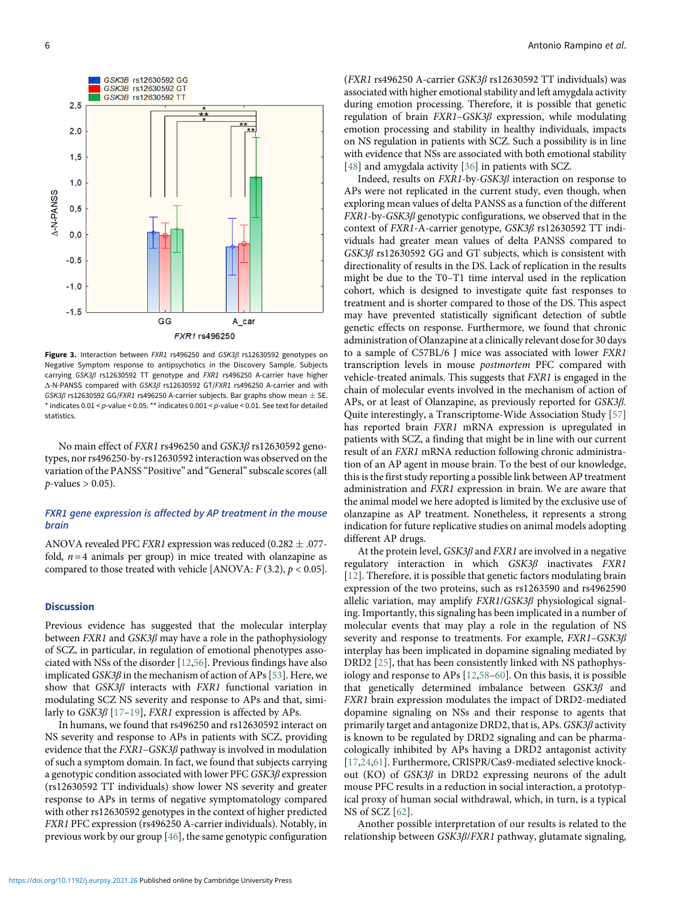Figure 3. Interaction between *FXR1* rs496250 and *GSK3β* rs12630592 genotypes on Negative Symptom response to antipsychotics in the Discovery Sample. Subjects carrying *GSK3β* rs12630592 TT genotype and *FXR1* rs496250 A-carrier have higher Δ-N-PANSS compared with *GSK3β* rs12630592 GT/*FXR1* rs496250 A-carrier and with *GSK3β* rs12630592 GG/*FXR1* rs496250 A-carrier subjects. Bar graphs show mean ± SE. * indicates 0.01 < *p*-value < 0.05. ** indicates 0.001 < *p*-value < 0.01. See text for detailed statistics.

No main effect of *FXR1* rs496250 and *GSK3β* rs12630592 genotypes, nor rs496250-by-rs12630592 interaction was observed on the variation of the PANSS "Positive" and "General" subscale scores (all *p*-values > 0.05).

### *FXR1 gene expression is affected by AP treatment in the mouse brain*

ANOVA revealed PFC *FXR1* expression was reduced (0.282 ± .077-fold, *n* = 4 animals per group) in mice treated with olanzapine as compared to those treated with vehicle [ANOVA: *F* (3.2), *p* < 0.05].

## Discussion

Previous evidence has suggested that the molecular interplay between *FXR1* and *GSK3β* may have a role in the pathophysiology of SCZ, in particular, in regulation of emotional phenotypes associated with NSs of the disorder [12,56]. Previous findings have also implicated *GSK3β* in the mechanism of action of APs [53]. Here, we show that *GSK3β* interacts with *FXR1* functional variation in modulating SCZ NS severity and response to APs and that, similarly to *GSK3β* [17–19], *FXR1* expression is affected by APs.

In humans, we found that rs496250 and rs12630592 interact on NS severity and response to APs in patients with SCZ, providing evidence that the *FXR1*–*GSK3β* pathway is involved in modulation of such a symptom domain. In fact, we found that subjects carrying a genotypic condition associated with lower PFC *GSK3β* expression (rs12630592 TT individuals) show lower NS severity and greater response to APs in terms of negative symptomatology compared with other rs12630592 genotypes in the context of higher predicted *FXR1* PFC expression (rs496250 A-carrier individuals). Notably, in previous work by our group [46], the same genotypic configuration (*FXR1* rs496250 A-carrier *GSK3β* rs12630592 TT individuals) was associated with higher emotional stability and left amygdala activity during emotion processing. Therefore, it is possible that genetic regulation of brain *FXR1*–*GSK3β* expression, while modulating emotion processing and stability in healthy individuals, impacts on NS regulation in patients with SCZ. Such a possibility is in line with evidence that NSs are associated with both emotional stability [48] and amygdala activity [36] in patients with SCZ.

Indeed, results on *FXR1*-by-*GSK3β* interaction on response to APs were not replicated in the current study, even though, when exploring mean values of delta PANSS as a function of the different *FXR1*-by-*GSK3β* genotypic configurations, we observed that in the context of *FXR1*-A-carrier genotype, *GSK3β* rs12630592 TT individuals had greater mean values of delta PANSS compared to *GSK3β* rs12630592 GG and GT subjects, which is consistent with directionality of results in the DS. Lack of replication in the results might be due to the T0–T1 time interval used in the replication cohort, which is designed to investigate quite fast responses to treatment and is shorter compared to those of the DS. This aspect may have prevented statistically significant detection of subtle genetic effects on response. Furthermore, we found that chronic administration of Olanzapine at a clinically relevant dose for 30 days to a sample of C57BL/6 J mice was associated with lower *FXR1* transcription levels in mouse *postmortem* PFC compared with vehicle-treated animals. This suggests that *FXR1* is engaged in the chain of molecular events involved in the mechanism of action of APs, or at least of Olanzapine, as previously reported for *GSK3β*. Quite interestingly, a Transcriptome-Wide Association Study [57] has reported brain *FXR1* mRNA expression is upregulated in patients with SCZ, a finding that might be in line with our current result of an *FXR1* mRNA reduction following chronic administration of an AP agent in mouse brain. To the best of our knowledge, this is the first study reporting a possible link between AP treatment administration and *FXR1* expression in brain. We are aware that the animal model we here adopted is limited by the exclusive use of olanzapine as AP treatment. Nonetheless, it represents a strong indication for future replicative studies on animal models adopting different AP drugs.

At the protein level, *GSK3β* and *FXR1* are involved in a negative regulatory interaction in which *GSK3β* inactivates *FXR1* [12]. Therefore, it is possible that genetic factors modulating brain expression of the two proteins, such as rs1263590 and rs4962590 allelic variation, may amplify *FXR1*/*GSK3β* physiological signaling. Importantly, this signaling has been implicated in a number of molecular events that may play a role in the regulation of NS severity and response to treatments. For example, *FXR1*–*GSK3β* interplay has been implicated in dopamine signaling mediated by DRD2 [25], that has been consistently linked with NS pathophysiology and response to APs [12,58–60]. On this basis, it is possible that genetically determined imbalance between *GSK3β* and *FXR1* brain expression modulates the impact of DRD2-mediated dopamine signaling on NSs and their response to agents that primarily target and antagonize DRD2, that is, APs. *GSK3β* activity is known to be regulated by DRD2 signaling and can be pharmacologically inhibited by APs having a DRD2 antagonist activity [17,24,61]. Furthermore, CRISPR/Cas9-mediated selective knockout (KO) of *GSK3β* in DRD2 expressing neurons of the mouse PFC results in a reduction in social interaction, a prototypical proxy of human social withdrawal, which, in turn, is a typical NS of SCZ [62].

Another possible interpretation of our results is related to the relationship between *GSK3β*/*FXR1* pathway, glutamate signaling,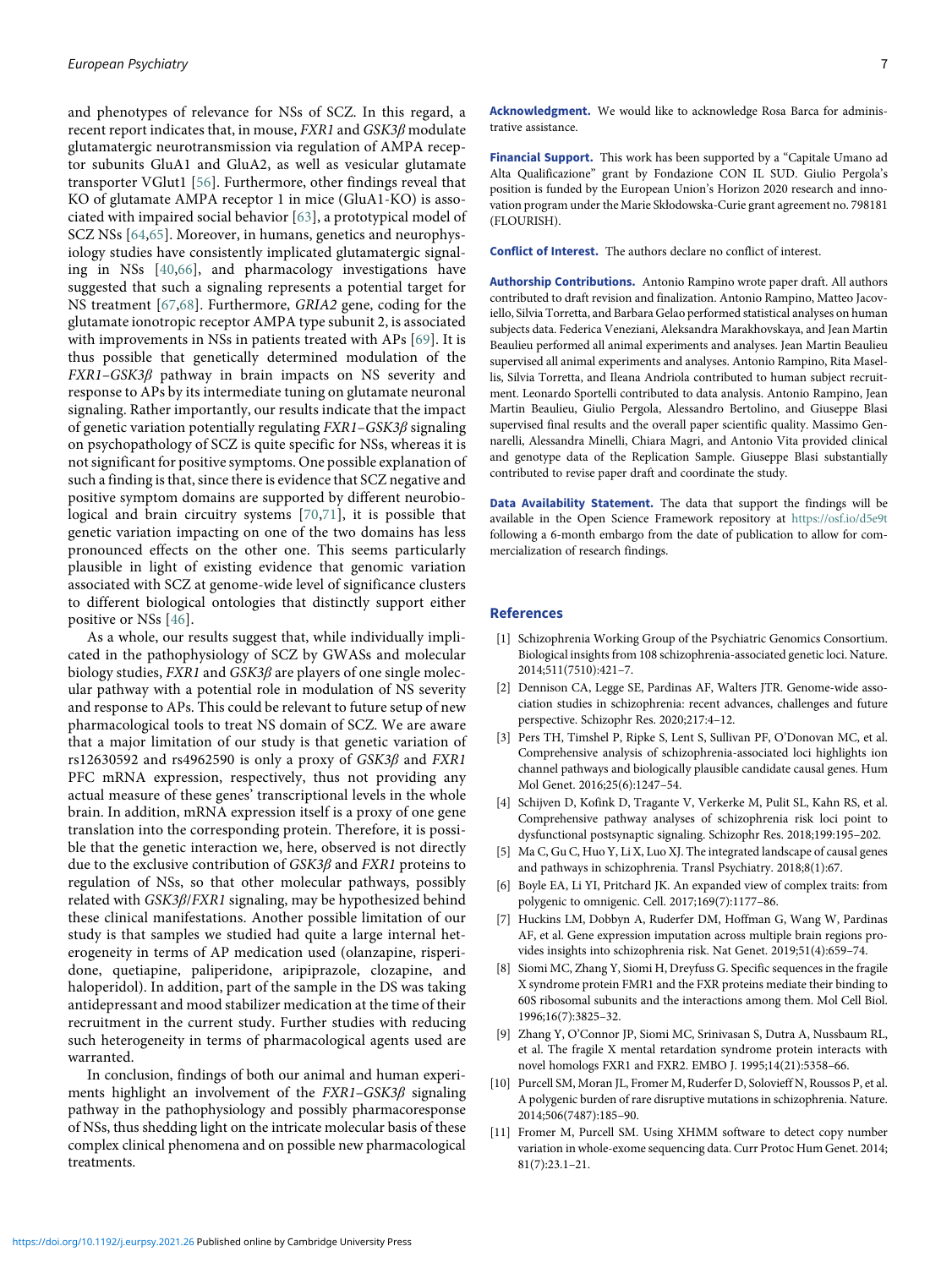and phenotypes of relevance for NSs of SCZ. In this regard, a recent report indicates that, in mouse, *FXR1* and *GSK3β* modulate glutamatergic neurotransmission via regulation of AMPA receptor subunits GluA1 and GluA2, as well as vesicular glutamate transporter VGlut1 [56]. Furthermore, other findings reveal that KO of glutamate AMPA receptor 1 in mice (GluA1-KO) is associated with impaired social behavior [63], a prototypical model of SCZ NSs [64,65]. Moreover, in humans, genetics and neurophysiology studies have consistently implicated glutamatergic signaling in NSs [40,66], and pharmacology investigations have suggested that such a signaling represents a potential target for NS treatment [67,68]. Furthermore, *GRIA2* gene, coding for the glutamate ionotropic receptor AMPA type subunit 2, is associated with improvements in NSs in patients treated with APs [69]. It is thus possible that genetically determined modulation of the *FXR1–GSK3β* pathway in brain impacts on NS severity and response to APs by its intermediate tuning on glutamate neuronal signaling. Rather importantly, our results indicate that the impact of genetic variation potentially regulating *FXR1–GSK3β* signaling on psychopathology of SCZ is quite specific for NSs, whereas it is not significant for positive symptoms. One possible explanation of such a finding is that, since there is evidence that SCZ negative and positive symptom domains are supported by different neurobiological and brain circuitry systems [70,71], it is possible that genetic variation impacting on one of the two domains has less pronounced effects on the other one. This seems particularly plausible in light of existing evidence that genomic variation associated with SCZ at genome-wide level of significance clusters to different biological ontologies that distinctly support either positive or NSs [46].

As a whole, our results suggest that, while individually implicated in the pathophysiology of SCZ by GWASs and molecular biology studies, *FXR1* and *GSK3β* are players of one single molecular pathway with a potential role in modulation of NS severity and response to APs. This could be relevant to future setup of new pharmacological tools to treat NS domain of SCZ. We are aware that a major limitation of our study is that genetic variation of rs12630592 and rs4962590 is only a proxy of *GSK3β* and *FXR1* PFC mRNA expression, respectively, thus not providing any actual measure of these genes' transcriptional levels in the whole brain. In addition, mRNA expression itself is a proxy of one gene translation into the corresponding protein. Therefore, it is possible that the genetic interaction we, here, observed is not directly due to the exclusive contribution of *GSK3β* and *FXR1* proteins to regulation of NSs, so that other molecular pathways, possibly related with *GSK3β/FXR1* signaling, may be hypothesized behind these clinical manifestations. Another possible limitation of our study is that samples we studied had quite a large internal heterogeneity in terms of AP medication used (olanzapine, risperidone, quetiapine, paliperidone, aripiprazole, clozapine, and haloperidol). In addition, part of the sample in the DS was taking antidepressant and mood stabilizer medication at the time of their recruitment in the current study. Further studies with reducing such heterogeneity in terms of pharmacological agents used are warranted.

In conclusion, findings of both our animal and human experiments highlight an involvement of the *FXR1–GSK3β* signaling pathway in the pathophysiology and possibly pharmacoresponse of NSs, thus shedding light on the intricate molecular basis of these complex clinical phenomena and on possible new pharmacological treatments.

**Acknowledgment.** We would like to acknowledge Rosa Barca for administrative assistance.

**Financial Support.** This work has been supported by a "Capitale Umano ad Alta Qualificazione" grant by Fondazione CON IL SUD. Giulio Pergola's position is funded by the European Union's Horizon 2020 research and innovation program under the Marie Skłodowska-Curie grant agreement no. 798181 (FLOURISH).

**Conflict of Interest.** The authors declare no conflict of interest.

**Authorship Contributions.** Antonio Rampino wrote paper draft. All authors contributed to draft revision and finalization. Antonio Rampino, Matteo Jacoviello, Silvia Torretta, and Barbara Gelao performed statistical analyses on human subjects data. Federica Veneziani, Aleksandra Marakhovskaya, and Jean Martin Beaulieu performed all animal experiments and analyses. Jean Martin Beaulieu supervised all animal experiments and analyses. Antonio Rampino, Rita Masellis, Silvia Torretta, and Ileana Andriola contributed to human subject recruitment. Leonardo Sportelli contributed to data analysis. Antonio Rampino, Jean Martin Beaulieu, Giulio Pergola, Alessandro Bertolino, and Giuseppe Blasi supervised final results and the overall paper scientific quality. Massimo Gennarelli, Alessandra Minelli, Chiara Magri, and Antonio Vita provided clinical and genotype data of the Replication Sample. Giuseppe Blasi substantially contributed to revise paper draft and coordinate the study.

**Data Availability Statement.** The data that support the findings will be available in the Open Science Framework repository at https://osf.io/d5e9t following a 6-month embargo from the date of publication to allow for commercialization of research findings.

## References

[1] Schizophrenia Working Group of the Psychiatric Genomics Consortium. Biological insights from 108 schizophrenia-associated genetic loci. Nature. 2014;511(7510):421–7.

[2] Dennison CA, Legge SE, Pardinas AF, Walters JTR. Genome-wide association studies in schizophrenia: recent advances, challenges and future perspective. Schizophr Res. 2020;217:4–12.

[3] Pers TH, Timshel P, Ripke S, Lent S, Sullivan PF, O'Donovan MC, et al. Comprehensive analysis of schizophrenia-associated loci highlights ion channel pathways and biologically plausible candidate causal genes. Hum Mol Genet. 2016;25(6):1247–54.

[4] Schijven D, Kofink D, Tragante V, Verkerke M, Pulit SL, Kahn RS, et al. Comprehensive pathway analyses of schizophrenia risk loci point to dysfunctional postsynaptic signaling. Schizophr Res. 2018;199:195–202.

[5] Ma C, Gu C, Huo Y, Li X, Luo XJ. The integrated landscape of causal genes and pathways in schizophrenia. Transl Psychiatry. 2018;8(1):67.

[6] Boyle EA, Li YI, Pritchard JK. An expanded view of complex traits: from polygenic to omnigenic. Cell. 2017;169(7):1177–86.

[7] Huckins LM, Dobbyn A, Ruderfer DM, Hoffman G, Wang W, Pardinas AF, et al. Gene expression imputation across multiple brain regions provides insights into schizophrenia risk. Nat Genet. 2019;51(4):659–74.

[8] Siomi MC, Zhang Y, Siomi H, Dreyfuss G. Specific sequences in the fragile X syndrome protein FMR1 and the FXR proteins mediate their binding to 60S ribosomal subunits and the interactions among them. Mol Cell Biol. 1996;16(7):3825–32.

[9] Zhang Y, O'Connor JP, Siomi MC, Srinivasan S, Dutra A, Nussbaum RL, et al. The fragile X mental retardation syndrome protein interacts with novel homologs FXR1 and FXR2. EMBO J. 1995;14(21):5358–66.

[10] Purcell SM, Moran JL, Fromer M, Ruderfer D, Solovieff N, Roussos P, et al. A polygenic burden of rare disruptive mutations in schizophrenia. Nature. 2014;506(7487):185–90.

[11] Fromer M, Purcell SM. Using XHMM software to detect copy number variation in whole-exome sequencing data. Curr Protoc Hum Genet. 2014;81(7):23.1–21.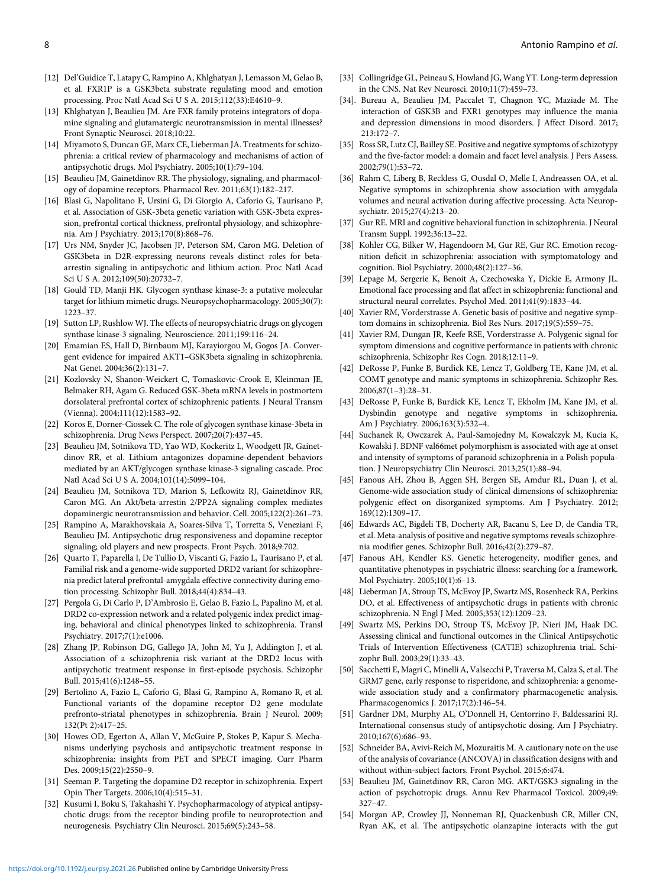[12] Del'Guidice T, Latapy C, Rampino A, Khlghatyan J, Lemasson M, Gelao B, et al. FXR1P is a GSK3beta substrate regulating mood and emotion processing. Proc Natl Acad Sci U S A. 2015;112(33):E4610–9.

[13] Khlghatyan J, Beaulieu JM. Are FXR family proteins integrators of dopamine signaling and glutamatergic neurotransmission in mental illnesses? Front Synaptic Neurosci. 2018;10:22.

[14] Miyamoto S, Duncan GE, Marx CE, Lieberman JA. Treatments for schizophrenia: a critical review of pharmacology and mechanisms of action of antipsychotic drugs. Mol Psychiatry. 2005;10(1):79–104.

[15] Beaulieu JM, Gainetdinov RR. The physiology, signaling, and pharmacology of dopamine receptors. Pharmacol Rev. 2011;63(1):182–217.

[16] Blasi G, Napolitano F, Ursini G, Di Giorgio A, Caforio G, Taurisano P, et al. Association of GSK-3beta genetic variation with GSK-3beta expression, prefrontal cortical thickness, prefrontal physiology, and schizophrenia. Am J Psychiatry. 2013;170(8):868–76.

[17] Urs NM, Snyder JC, Jacobsen JP, Peterson SM, Caron MG. Deletion of GSK3beta in D2R-expressing neurons reveals distinct roles for beta-arrestin signaling in antipsychotic and lithium action. Proc Natl Acad Sci U S A. 2012;109(50):20732–7.

[18] Gould TD, Manji HK. Glycogen synthase kinase-3: a putative molecular target for lithium mimetic drugs. Neuropsychopharmacology. 2005;30(7): 1223–37.

[19] Sutton LP, Rushlow WJ. The effects of neuropsychiatric drugs on glycogen synthase kinase-3 signaling. Neuroscience. 2011;199:116–24.

[20] Emamian ES, Hall D, Birnbaum MJ, Karayiorgou M, Gogos JA. Convergent evidence for impaired AKT1–GSK3beta signaling in schizophrenia. Nat Genet. 2004;36(2):131–7.

[21] Kozlovsky N, Shanon-Weickert C, Tomaskovic-Crook E, Kleinman JE, Belmaker RH, Agam G. Reduced GSK-3beta mRNA levels in postmortem dorsolateral prefrontal cortex of schizophrenic patients. J Neural Transm (Vienna). 2004;111(12):1583–92.

[22] Koros E, Dorner-Ciossek C. The role of glycogen synthase kinase-3beta in schizophrenia. Drug News Perspect. 2007;20(7):437–45.

[23] Beaulieu JM, Sotnikova TD, Yao WD, Kockeritz L, Woodgett JR, Gainetdinov RR, et al. Lithium antagonizes dopamine-dependent behaviors mediated by an AKT/glycogen synthase kinase-3 signaling cascade. Proc Natl Acad Sci U S A. 2004;101(14):5099–104.

[24] Beaulieu JM, Sotnikova TD, Marion S, Lefkowitz RJ, Gainetdinov RR, Caron MG. An Akt/beta-arrestin 2/PP2A signaling complex mediates dopaminergic neurotransmission and behavior. Cell. 2005;122(2):261–73.

[25] Rampino A, Marakhovskaia A, Soares-Silva T, Torretta S, Veneziani F, Beaulieu JM. Antipsychotic drug responsiveness and dopamine receptor signaling; old players and new prospects. Front Psych. 2018;9:702.

[26] Quarto T, Paparella I, De Tullio D, Viscanti G, Fazio L, Taurisano P, et al. Familial risk and a genome-wide supported DRD2 variant for schizophrenia predict lateral prefrontal-amygdala effective connectivity during emotion processing. Schizophr Bull. 2018;44(4):834–43.

[27] Pergola G, Di Carlo P, D'Ambrosio E, Gelao B, Fazio L, Papalino M, et al. DRD2 co-expression network and a related polygenic index predict imaging, behavioral and clinical phenotypes linked to schizophrenia. Transl Psychiatry. 2017;7(1):e1006.

[28] Zhang JP, Robinson DG, Gallego JA, John M, Yu J, Addington J, et al. Association of a schizophrenia risk variant at the DRD2 locus with antipsychotic treatment response in first-episode psychosis. Schizophr Bull. 2015;41(6):1248–55.

[29] Bertolino A, Fazio L, Caforio G, Blasi G, Rampino A, Romano R, et al. Functional variants of the dopamine receptor D2 gene modulate prefronto-striatal phenotypes in schizophrenia. Brain J Neurol. 2009; 132(Pt 2):417–25.

[30] Howes OD, Egerton A, Allan V, McGuire P, Stokes P, Kapur S. Mechanisms underlying psychosis and antipsychotic treatment response in schizophrenia: insights from PET and SPECT imaging. Curr Pharm Des. 2009;15(22):2550–9.

[31] Seeman P. Targeting the dopamine D2 receptor in schizophrenia. Expert Opin Ther Targets. 2006;10(4):515–31.

[32] Kusumi I, Boku S, Takahashi Y. Psychopharmacology of atypical antipsychotic drugs: from the receptor binding profile to neuroprotection and neurogenesis. Psychiatry Clin Neurosci. 2015;69(5):243–58.

[33] Collingridge GL, Peineau S, Howland JG, Wang YT. Long-term depression in the CNS. Nat Rev Neurosci. 2010;11(7):459–73.

[34]. Bureau A, Beaulieu JM, Paccalet T, Chagnon YC, Maziade M. The interaction of GSK3B and FXR1 genotypes may influence the mania and depression dimensions in mood disorders. J Affect Disord. 2017; 213:172–7.

[35] Ross SR, Lutz CJ, Bailey SE. Positive and negative symptoms of schizotypy and the five-factor model: a domain and facet level analysis. J Pers Assess. 2002;79(1):53–72.

[36] Rahm C, Liberg B, Reckless G, Ousdal O, Melle I, Andreassen OA, et al. Negative symptoms in schizophrenia show association with amygdala volumes and neural activation during affective processing. Acta Neuropsychiatr. 2015;27(4):213–20.

[37] Gur RE. MRI and cognitive behavioral function in schizophrenia. J Neural Transm Suppl. 1992;36:13–22.

[38] Kohler CG, Bilker W, Hagendoorn M, Gur RE, Gur RC. Emotion recognition deficit in schizophrenia: association with symptomatology and cognition. Biol Psychiatry. 2000;48(2):127–36.

[39] Lepage M, Sergerie K, Benoit A, Czechowska Y, Dickie E, Armony JL. Emotional face processing and flat affect in schizophrenia: functional and structural neural correlates. Psychol Med. 2011;41(9):1833–44.

[40] Xavier RM, Vorderstrasse A. Genetic basis of positive and negative symptom domains in schizophrenia. Biol Res Nurs. 2017;19(5):559–75.

[41] Xavier RM, Dungan JR, Keefe RSE, Vorderstrasse A. Polygenic signal for symptom dimensions and cognitive performance in patients with chronic schizophrenia. Schizophr Res Cogn. 2018;12:11–9.

[42] DeRosse P, Funke B, Burdick KE, Lencz T, Goldberg TE, Kane JM, et al. COMT genotype and manic symptoms in schizophrenia. Schizophr Res. 2006;87(1–3):28–31.

[43] DeRosse P, Funke B, Burdick KE, Lencz T, Ekholm JM, Kane JM, et al. Dysbindin genotype and negative symptoms in schizophrenia. Am J Psychiatry. 2006;163(3):532–4.

[44] Suchanek R, Owczarek A, Paul-Samojedny M, Kowalczyk M, Kucia K, Kowalski J. BDNF val66met polymorphism is associated with age at onset and intensity of symptoms of paranoid schizophrenia in a Polish population. J Neuropsychiatry Clin Neurosci. 2013;25(1):88–94.

[45] Fanous AH, Zhou B, Aggen SH, Bergen SE, Amdur RL, Duan J, et al. Genome-wide association study of clinical dimensions of schizophrenia: polygenic effect on disorganized symptoms. Am J Psychiatry. 2012; 169(12):1309–17.

[46] Edwards AC, Bigdeli TB, Docherty AR, Bacanu S, Lee D, de Candia TR, et al. Meta-analysis of positive and negative symptoms reveals schizophrenia modifier genes. Schizophr Bull. 2016;42(2):279–87.

[47] Fanous AH, Kendler KS. Genetic heterogeneity, modifier genes, and quantitative phenotypes in psychiatric illness: searching for a framework. Mol Psychiatry. 2005;10(1):6–13.

[48] Lieberman JA, Stroup TS, McEvoy JP, Swartz MS, Rosenheck RA, Perkins DO, et al. Effectiveness of antipsychotic drugs in patients with chronic schizophrenia. N Engl J Med. 2005;353(12):1209–23.

[49] Swartz MS, Perkins DO, Stroup TS, McEvoy JP, Nieri JM, Haak DC. Assessing clinical and functional outcomes in the Clinical Antipsychotic Trials of Intervention Effectiveness (CATIE) schizophrenia trial. Schizophr Bull. 2003;29(1):33–43.

[50] Sacchetti E, Magri C, Minelli A, Valsecchi P, Traversa M, Calza S, et al. The GRM7 gene, early response to risperidone, and schizophrenia: a genome-wide association study and a confirmatory pharmacogenetic analysis. Pharmacogenomics J. 2017;17(2):146–54.

[51] Gardner DM, Murphy AL, O'Donnell H, Centorrino F, Baldessarini RJ. International consensus study of antipsychotic dosing. Am J Psychiatry. 2010;167(6):686–93.

[52] Schneider BA, Avivi-Reich M, Mozuraitis M. A cautionary note on the use of the analysis of covariance (ANCOVA) in classification designs with and without within-subject factors. Front Psychol. 2015;6:474.

[53] Beaulieu JM, Gainetdinov RR, Caron MG. AKT/GSK3 signaling in the action of psychotropic drugs. Annu Rev Pharmacol Toxicol. 2009;49: 327–47.

[54] Morgan AP, Crowley JJ, Nonneman RJ, Quackenbush CR, Miller CN, Ryan AK, et al. The antipsychotic olanzapine interacts with the gut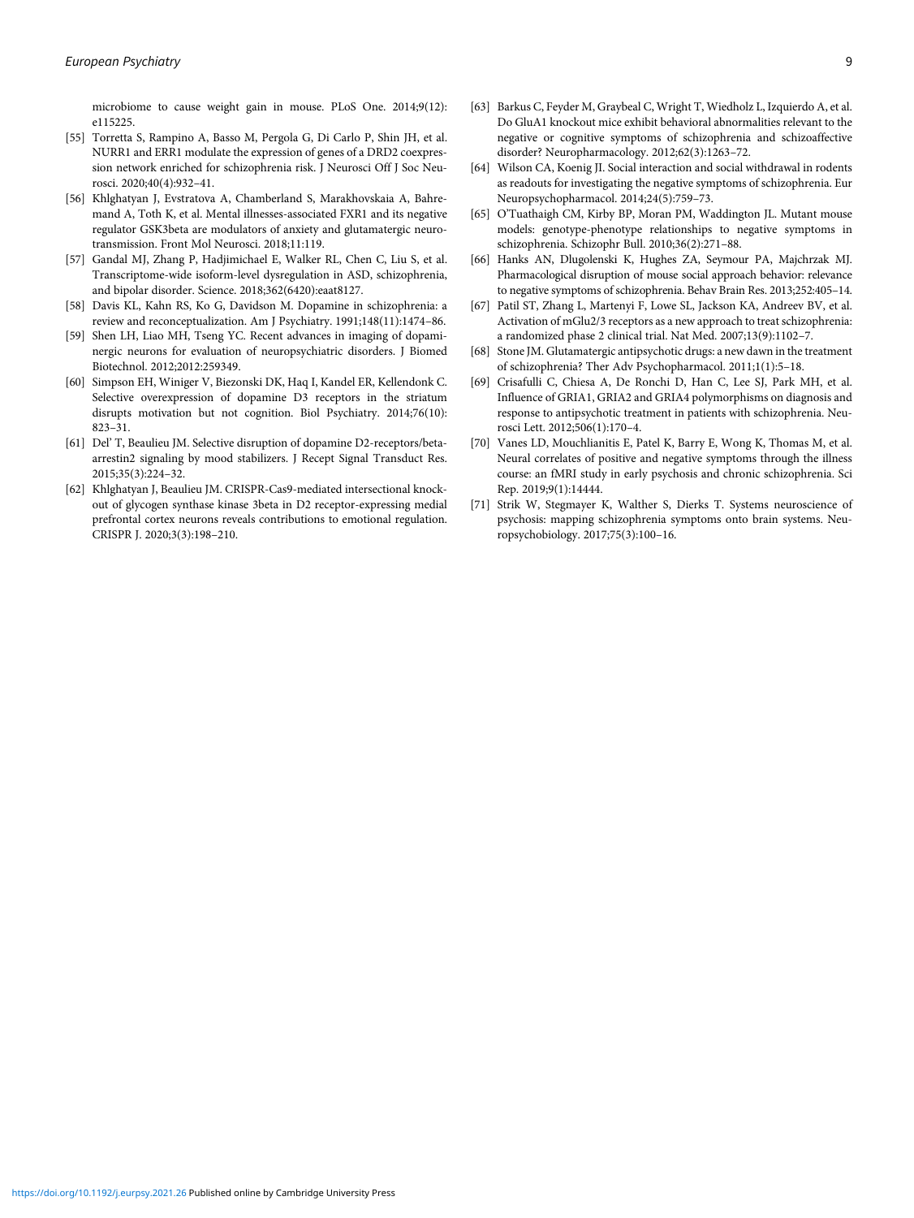microbiome to cause weight gain in mouse. PLoS One. 2014;9(12): e115225.

- [55] Torretta S, Rampino A, Basso M, Pergola G, Di Carlo P, Shin JH, et al. NURR1 and ERR1 modulate the expression of genes of a DRD2 coexpression network enriched for schizophrenia risk. J Neurosci Off J Soc Neurosci. 2020;40(4):932–41.
- [56] Khlghatyan J, Evstratova A, Chamberland S, Marakhovskaia A, Bahremand A, Toth K, et al. Mental illnesses-associated FXR1 and its negative regulator GSK3beta are modulators of anxiety and glutamatergic neurotransmission. Front Mol Neurosci. 2018;11:119.
- [57] Gandal MJ, Zhang P, Hadjimichael E, Walker RL, Chen C, Liu S, et al. Transcriptome-wide isoform-level dysregulation in ASD, schizophrenia, and bipolar disorder. Science. 2018;362(6420):eaat8127.
- [58] Davis KL, Kahn RS, Ko G, Davidson M. Dopamine in schizophrenia: a review and reconceptualization. Am J Psychiatry. 1991;148(11):1474–86.
- [59] Shen LH, Liao MH, Tseng YC. Recent advances in imaging of dopaminergic neurons for evaluation of neuropsychiatric disorders. J Biomed Biotechnol. 2012;2012:259349.
- [60] Simpson EH, Winiger V, Biezonski DK, Haq I, Kandel ER, Kellendonk C. Selective overexpression of dopamine D3 receptors in the striatum disrupts motivation but not cognition. Biol Psychiatry. 2014;76(10): 823–31.
- [61] Del' T, Beaulieu JM. Selective disruption of dopamine D2-receptors/beta-arrestin2 signaling by mood stabilizers. J Recept Signal Transduct Res. 2015;35(3):224–32.
- [62] Khlghatyan J, Beaulieu JM. CRISPR-Cas9-mediated intersectional knockout of glycogen synthase kinase 3beta in D2 receptor-expressing medial prefrontal cortex neurons reveals contributions to emotional regulation. CRISPR J. 2020;3(3):198–210.
- [63] Barkus C, Feyder M, Graybeal C, Wright T, Wiedholz L, Izquierdo A, et al. Do GluA1 knockout mice exhibit behavioral abnormalities relevant to the negative or cognitive symptoms of schizophrenia and schizoaffective disorder? Neuropharmacology. 2012;62(3):1263–72.
- [64] Wilson CA, Koenig JI. Social interaction and social withdrawal in rodents as readouts for investigating the negative symptoms of schizophrenia. Eur Neuropsychopharmacol. 2014;24(5):759–73.
- [65] O'Tuathaigh CM, Kirby BP, Moran PM, Waddington JL. Mutant mouse models: genotype-phenotype relationships to negative symptoms in schizophrenia. Schizophr Bull. 2010;36(2):271–88.
- [66] Hanks AN, Dlugolenski K, Hughes ZA, Seymour PA, Majchrzak MJ. Pharmacological disruption of mouse social approach behavior: relevance to negative symptoms of schizophrenia. Behav Brain Res. 2013;252:405–14.
- [67] Patil ST, Zhang L, Martenyi F, Lowe SL, Jackson KA, Andreev BV, et al. Activation of mGlu2/3 receptors as a new approach to treat schizophrenia: a randomized phase 2 clinical trial. Nat Med. 2007;13(9):1102–7.
- [68] Stone JM. Glutamatergic antipsychotic drugs: a new dawn in the treatment of schizophrenia? Ther Adv Psychopharmacol. 2011;1(1):5–18.
- [69] Crisafulli C, Chiesa A, De Ronchi D, Han C, Lee SJ, Park MH, et al. Influence of GRIA1, GRIA2 and GRIA4 polymorphisms on diagnosis and response to antipsychotic treatment in patients with schizophrenia. Neurosci Lett. 2012;506(1):170–4.
- [70] Vanes LD, Mouchlianitis E, Patel K, Barry E, Wong K, Thomas M, et al. Neural correlates of positive and negative symptoms through the illness course: an fMRI study in early psychosis and chronic schizophrenia. Sci Rep. 2019;9(1):14444.
- [71] Strik W, Stegmayer K, Walther S, Dierks T. Systems neuroscience of psychosis: mapping schizophrenia symptoms onto brain systems. Neuropsychobiology. 2017;75(3):100–16.